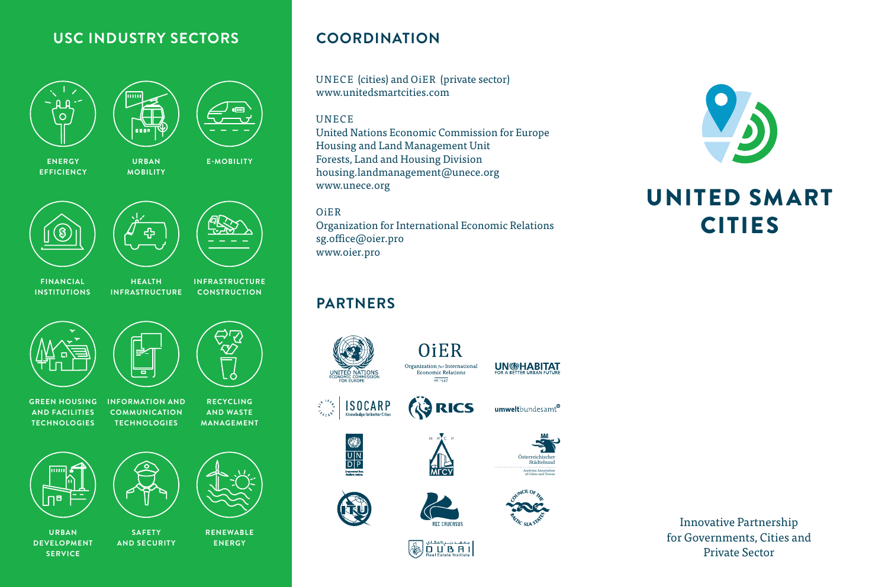## USC INDUSTRY SECTORS

- ENERGY EFFICIENCY
- URBAN MOBILITY
- E-MOBILITY
- FINANCIAL INSTITUTIONS
- HEALTH INFRASTRUCTURE
- INFRASTRUCTURE CONSTRUCTION
- GREEN HOUSING AND FACILITIES TECHNOLOGIES
- INFORMATION AND COMMUNICATION TECHNOLOGIES
- RECYCLING AND WASTE MANAGEMENT
- URBAN DEVELOPMENT SERVICE
- SAFETY AND SECURITY
- RENEWABLE ENERGY

## COORDINATION

UNECE (cities) and OiER (private sector)
www.unitedsmartcities.com

UNECE
United Nations Economic Commission for Europe
Housing and Land Management Unit
Forests, Land and Housing Division
housing.landmanagement@unece.org
www.unece.org

OiER
Organization for International Economic Relations
sg.office@oier.pro
www.oier.pro

## PARTNERS

- United Nations Economic Commission for Europe
- OiER – Organization for International Economic Relations, est. 1947
- UN-HABITAT – For a Better Urban Future
- ISOCARP – Knowledge for better Cities
- RICS
- umweltbundesamt
- UNDP
- МГСУ
- Österreichischer Städtebund – Austrian Association of Cities and Towns
- ITU
- REC Caucasus
- Council of the Baltic Sea States
- Dubai Real Estate Institute

# UNITED SMART CITIES

Innovative Partnership for Governments, Cities and Private Sector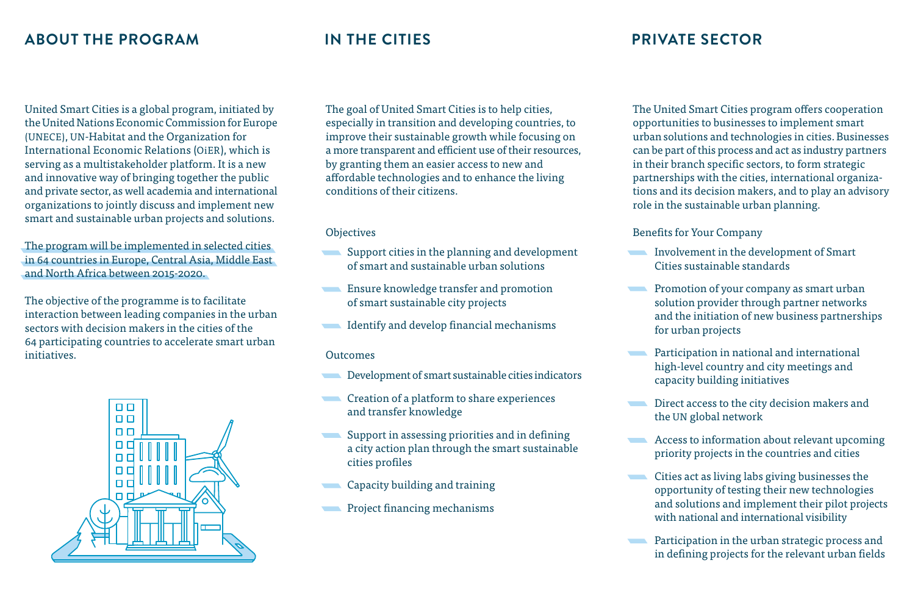## ABOUT THE PROGRAM

United Smart Cities is a global program, initiated by the United Nations Economic Commission for Europe (UNECE), UN-Habitat and the Organization for International Economic Relations (OiER), which is serving as a multistakeholder platform. It is a new and innovative way of bringing together the public and private sector, as well academia and international organizations to jointly discuss and implement new smart and sustainable urban projects and solutions.

The program will be implemented in selected cities in 64 countries in Europe, Central Asia, Middle East and North Africa between 2015-2020.

The objective of the programme is to facilitate interaction between leading companies in the urban sectors with decision makers in the cities of the 64 participating countries to accelerate smart urban initiatives.

## IN THE CITIES

The goal of United Smart Cities is to help cities, especially in transition and developing countries, to improve their sustainable growth while focusing on a more transparent and efficient use of their resources, by granting them an easier access to new and affordable technologies and to enhance the living conditions of their citizens.

Objectives

- Support cities in the planning and development of smart and sustainable urban solutions
- Ensure knowledge transfer and promotion of smart sustainable city projects
- Identify and develop financial mechanisms

Outcomes

- Development of smart sustainable cities indicators
- Creation of a platform to share experiences and transfer knowledge
- Support in assessing priorities and in defining a city action plan through the smart sustainable cities profiles
- Capacity building and training
- Project financing mechanisms

## PRIVATE SECTOR

The United Smart Cities program offers cooperation opportunities to businesses to implement smart urban solutions and technologies in cities. Businesses can be part of this process and act as industry partners in their branch specific sectors, to form strategic partnerships with the cities, international organizations and its decision makers, and to play an advisory role in the sustainable urban planning.

Benefits for Your Company

- Involvement in the development of Smart Cities sustainable standards
- Promotion of your company as smart urban solution provider through partner networks and the initiation of new business partnerships for urban projects
- Participation in national and international high-level country and city meetings and capacity building initiatives
- Direct access to the city decision makers and the UN global network
- Access to information about relevant upcoming priority projects in the countries and cities
- Cities act as living labs giving businesses the opportunity of testing their new technologies and solutions and implement their pilot projects with national and international visibility
- Participation in the urban strategic process and in defining projects for the relevant urban fields